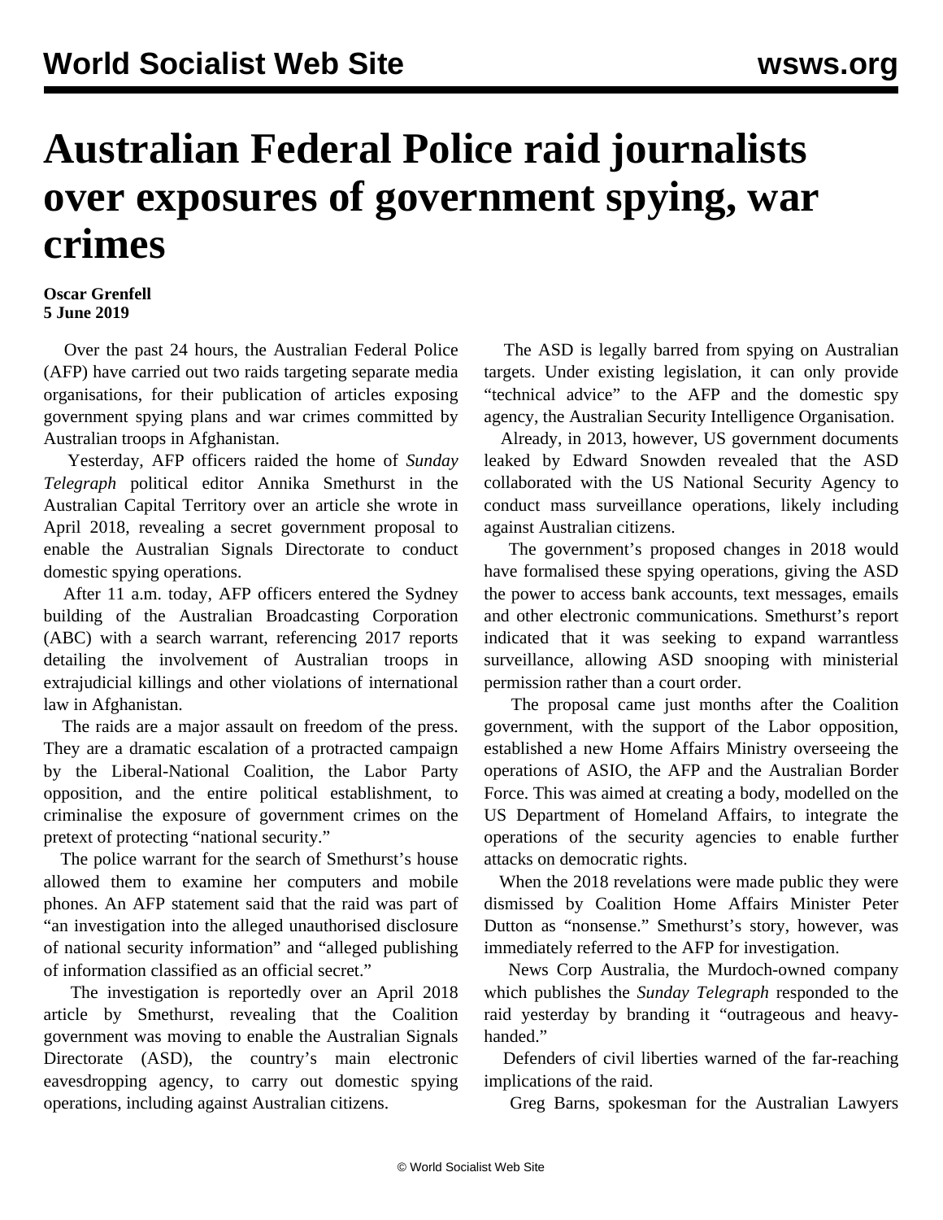# Australian Federal Police raid journalists over exposures of government spying, war crimes

**Oscar Grenfell**
**5 June 2019**

Over the past 24 hours, the Australian Federal Police (AFP) have carried out two raids targeting separate media organisations, for their publication of articles exposing government spying plans and war crimes committed by Australian troops in Afghanistan.

Yesterday, AFP officers raided the home of *Sunday Telegraph* political editor Annika Smethurst in the Australian Capital Territory over an article she wrote in April 2018, revealing a secret government proposal to enable the Australian Signals Directorate to conduct domestic spying operations.

After 11 a.m. today, AFP officers entered the Sydney building of the Australian Broadcasting Corporation (ABC) with a search warrant, referencing 2017 reports detailing the involvement of Australian troops in extrajudicial killings and other violations of international law in Afghanistan.

The raids are a major assault on freedom of the press. They are a dramatic escalation of a protracted campaign by the Liberal-National Coalition, the Labor Party opposition, and the entire political establishment, to criminalise the exposure of government crimes on the pretext of protecting "national security."

The police warrant for the search of Smethurst's house allowed them to examine her computers and mobile phones. An AFP statement said that the raid was part of "an investigation into the alleged unauthorised disclosure of national security information" and "alleged publishing of information classified as an official secret."

The investigation is reportedly over an April 2018 article by Smethurst, revealing that the Coalition government was moving to enable the Australian Signals Directorate (ASD), the country's main electronic eavesdropping agency, to carry out domestic spying operations, including against Australian citizens.

The ASD is legally barred from spying on Australian targets. Under existing legislation, it can only provide "technical advice" to the AFP and the domestic spy agency, the Australian Security Intelligence Organisation.

Already, in 2013, however, US government documents leaked by Edward Snowden revealed that the ASD collaborated with the US National Security Agency to conduct mass surveillance operations, likely including against Australian citizens.

The government's proposed changes in 2018 would have formalised these spying operations, giving the ASD the power to access bank accounts, text messages, emails and other electronic communications. Smethurst's report indicated that it was seeking to expand warrantless surveillance, allowing ASD snooping with ministerial permission rather than a court order.

The proposal came just months after the Coalition government, with the support of the Labor opposition, established a new Home Affairs Ministry overseeing the operations of ASIO, the AFP and the Australian Border Force. This was aimed at creating a body, modelled on the US Department of Homeland Affairs, to integrate the operations of the security agencies to enable further attacks on democratic rights.

When the 2018 revelations were made public they were dismissed by Coalition Home Affairs Minister Peter Dutton as "nonsense." Smethurst's story, however, was immediately referred to the AFP for investigation.

News Corp Australia, the Murdoch-owned company which publishes the *Sunday Telegraph* responded to the raid yesterday by branding it "outrageous and heavy-handed."

Defenders of civil liberties warned of the far-reaching implications of the raid.

Greg Barns, spokesman for the Australian Lawyers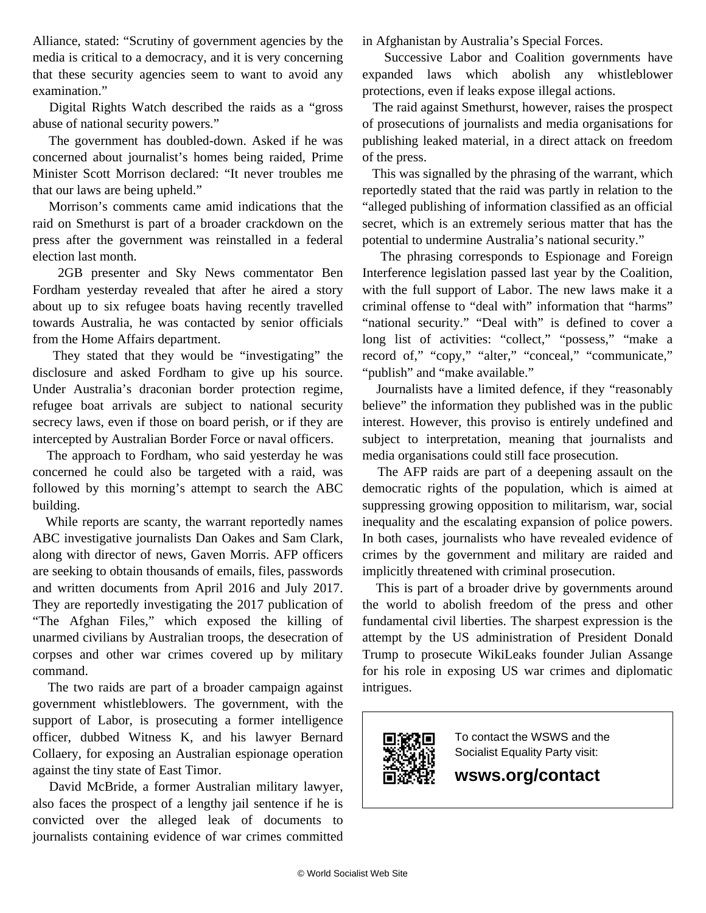Alliance, stated: "Scrutiny of government agencies by the media is critical to a democracy, and it is very concerning that these security agencies seem to want to avoid any examination."

Digital Rights Watch described the raids as a "gross abuse of national security powers."

The government has doubled-down. Asked if he was concerned about journalist's homes being raided, Prime Minister Scott Morrison declared: "It never troubles me that our laws are being upheld."

Morrison's comments came amid indications that the raid on Smethurst is part of a broader crackdown on the press after the government was reinstalled in a federal election last month.

2GB presenter and Sky News commentator Ben Fordham yesterday revealed that after he aired a story about up to six refugee boats having recently travelled towards Australia, he was contacted by senior officials from the Home Affairs department.

They stated that they would be "investigating" the disclosure and asked Fordham to give up his source. Under Australia's draconian border protection regime, refugee boat arrivals are subject to national security secrecy laws, even if those on board perish, or if they are intercepted by Australian Border Force or naval officers.

The approach to Fordham, who said yesterday he was concerned he could also be targeted with a raid, was followed by this morning's attempt to search the ABC building.

While reports are scanty, the warrant reportedly names ABC investigative journalists Dan Oakes and Sam Clark, along with director of news, Gaven Morris. AFP officers are seeking to obtain thousands of emails, files, passwords and written documents from April 2016 and July 2017. They are reportedly investigating the 2017 publication of "The Afghan Files," which exposed the killing of unarmed civilians by Australian troops, the desecration of corpses and other war crimes covered up by military command.

The two raids are part of a broader campaign against government whistleblowers. The government, with the support of Labor, is prosecuting a former intelligence officer, dubbed Witness K, and his lawyer Bernard Collaery, for exposing an Australian espionage operation against the tiny state of East Timor.

David McBride, a former Australian military lawyer, also faces the prospect of a lengthy jail sentence if he is convicted over the alleged leak of documents to journalists containing evidence of war crimes committed in Afghanistan by Australia's Special Forces.

Successive Labor and Coalition governments have expanded laws which abolish any whistleblower protections, even if leaks expose illegal actions.

The raid against Smethurst, however, raises the prospect of prosecutions of journalists and media organisations for publishing leaked material, in a direct attack on freedom of the press.

This was signalled by the phrasing of the warrant, which reportedly stated that the raid was partly in relation to the "alleged publishing of information classified as an official secret, which is an extremely serious matter that has the potential to undermine Australia's national security."

The phrasing corresponds to Espionage and Foreign Interference legislation passed last year by the Coalition, with the full support of Labor. The new laws make it a criminal offense to "deal with" information that "harms" "national security." "Deal with" is defined to cover a long list of activities: "collect," "possess," "make a record of," "copy," "alter," "conceal," "communicate," "publish" and "make available."

Journalists have a limited defence, if they "reasonably believe" the information they published was in the public interest. However, this proviso is entirely undefined and subject to interpretation, meaning that journalists and media organisations could still face prosecution.

The AFP raids are part of a deepening assault on the democratic rights of the population, which is aimed at suppressing growing opposition to militarism, war, social inequality and the escalating expansion of police powers. In both cases, journalists who have revealed evidence of crimes by the government and military are raided and implicitly threatened with criminal prosecution.

This is part of a broader drive by governments around the world to abolish freedom of the press and other fundamental civil liberties. The sharpest expression is the attempt by the US administration of President Donald Trump to prosecute WikiLeaks founder Julian Assange for his role in exposing US war crimes and diplomatic intrigues.

To contact the WSWS and the Socialist Equality Party visit:

**wsws.org/contact**